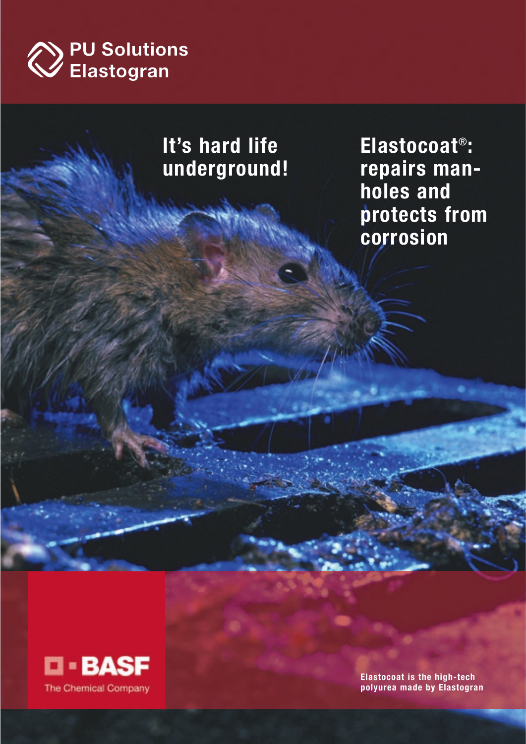PU Solutions
Elastogran

# It's hard life underground!

# Elastocoat®: repairs manholes and protects from corrosion

BASF
The Chemical Company

**Elastocoat is the high-tech polyurea made by Elastogran**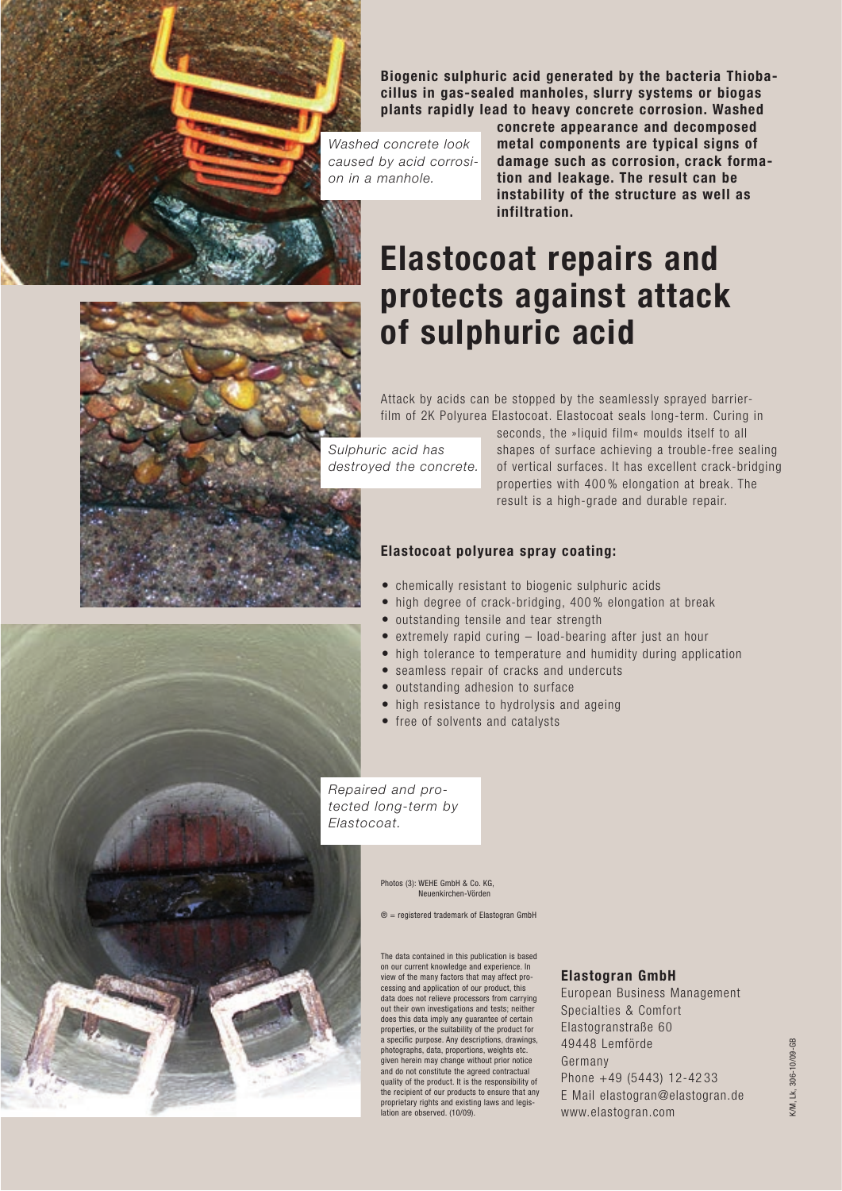**Biogenic sulphuric acid generated by the bacteria Thiobacillus in gas-sealed manholes, slurry systems or biogas plants rapidly lead to heavy concrete corrosion. Washed concrete appearance and decomposed metal components are typical signs of damage such as corrosion, crack formation and leakage. The result can be instability of the structure as well as infiltration.**

*Washed concrete look caused by acid corrosion in a manhole.*

# Elastocoat repairs and protects against attack of sulphuric acid

Attack by acids can be stopped by the seamlessly sprayed barrier-film of 2K Polyurea Elastocoat. Elastocoat seals long-term. Curing in seconds, the »liquid film« moulds itself to all shapes of surface achieving a trouble-free sealing of vertical surfaces. It has excellent crack-bridging properties with 400 % elongation at break. The result is a high-grade and durable repair.

*Sulphuric acid has destroyed the concrete.*

### Elastocoat polyurea spray coating:

- chemically resistant to biogenic sulphuric acids
- high degree of crack-bridging, 400 % elongation at break
- outstanding tensile and tear strength
- extremely rapid curing – load-bearing after just an hour
- high tolerance to temperature and humidity during application
- seamless repair of cracks and undercuts
- outstanding adhesion to surface
- high resistance to hydrolysis and ageing
- free of solvents and catalysts

*Repaired and protected long-term by Elastocoat.*

Photos (3): WEHE GmbH & Co. KG, Neuenkirchen-Vörden

® = registered trademark of Elastogran GmbH

The data contained in this publication is based on our current knowledge and experience. In view of the many factors that may affect processing and application of our product, this data does not relieve processors from carrying out their own investigations and tests; neither does this data imply any guarantee of certain properties, or the suitability of the product for a specific purpose. Any descriptions, drawings, photographs, data, proportions, weights etc. given herein may change without prior notice and do not constitute the agreed contractual quality of the product. It is the responsibility of the recipient of our products to ensure that any proprietary rights and existing laws and legislation are observed. (10/09).

**Elastogran GmbH**
European Business Management
Specialties & Comfort
Elastogranstraße 60
49448 Lemförde
Germany
Phone +49 (5443) 12-4233
E Mail elastogran@elastogran.de
www.elastogran.com

K/M, Lk, 306-10/09-GB